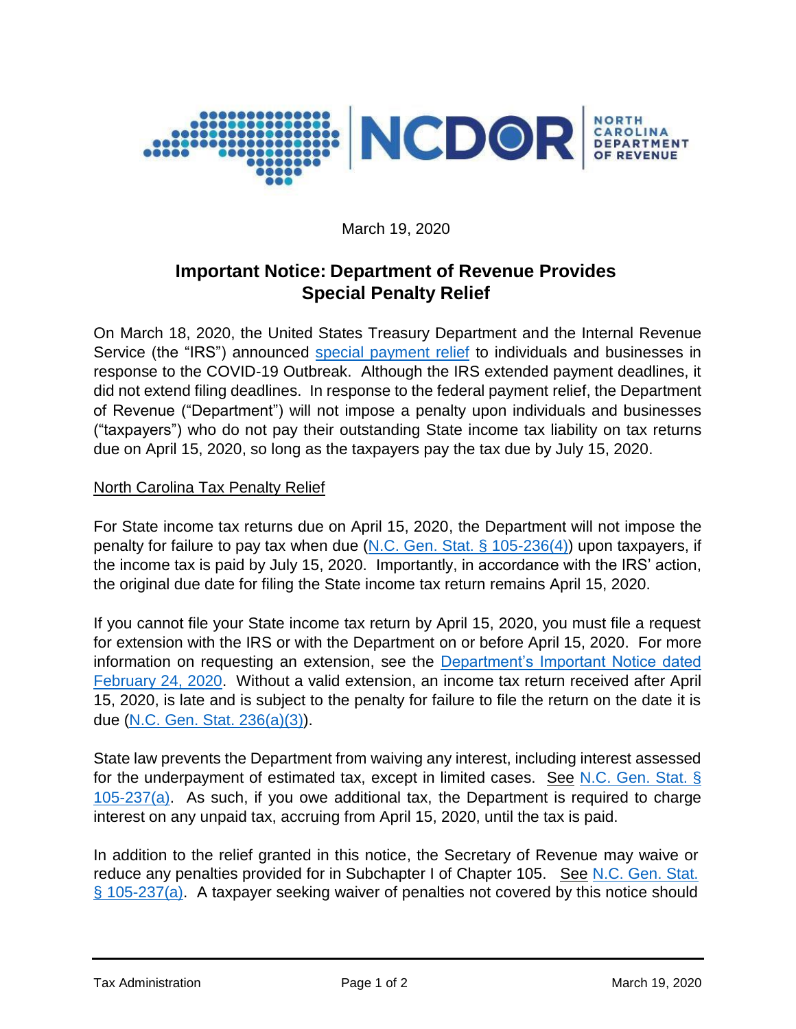March 19, 2020

## Important Notice: Department of Revenue Provides Special Penalty Relief

On March 18, 2020, the United States Treasury Department and the Internal Revenue Service (the "IRS") announced special payment relief to individuals and businesses in response to the COVID-19 Outbreak. Although the IRS extended payment deadlines, it did not extend filing deadlines. In response to the federal payment relief, the Department of Revenue ("Department") will not impose a penalty upon individuals and businesses ("taxpayers") who do not pay their outstanding State income tax liability on tax returns due on April 15, 2020, so long as the taxpayers pay the tax due by July 15, 2020.

### North Carolina Tax Penalty Relief

For State income tax returns due on April 15, 2020, the Department will not impose the penalty for failure to pay tax when due (N.C. Gen. Stat. § 105-236(4)) upon taxpayers, if the income tax is paid by July 15, 2020. Importantly, in accordance with the IRS' action, the original due date for filing the State income tax return remains April 15, 2020.

If you cannot file your State income tax return by April 15, 2020, you must file a request for extension with the IRS or with the Department on or before April 15, 2020. For more information on requesting an extension, see the Department's Important Notice dated February 24, 2020. Without a valid extension, an income tax return received after April 15, 2020, is late and is subject to the penalty for failure to file the return on the date it is due (N.C. Gen. Stat. 236(a)(3)).

State law prevents the Department from waiving any interest, including interest assessed for the underpayment of estimated tax, except in limited cases. See N.C. Gen. Stat. § 105-237(a). As such, if you owe additional tax, the Department is required to charge interest on any unpaid tax, accruing from April 15, 2020, until the tax is paid.

In addition to the relief granted in this notice, the Secretary of Revenue may waive or reduce any penalties provided for in Subchapter I of Chapter 105. See N.C. Gen. Stat. § 105-237(a). A taxpayer seeking waiver of penalties not covered by this notice should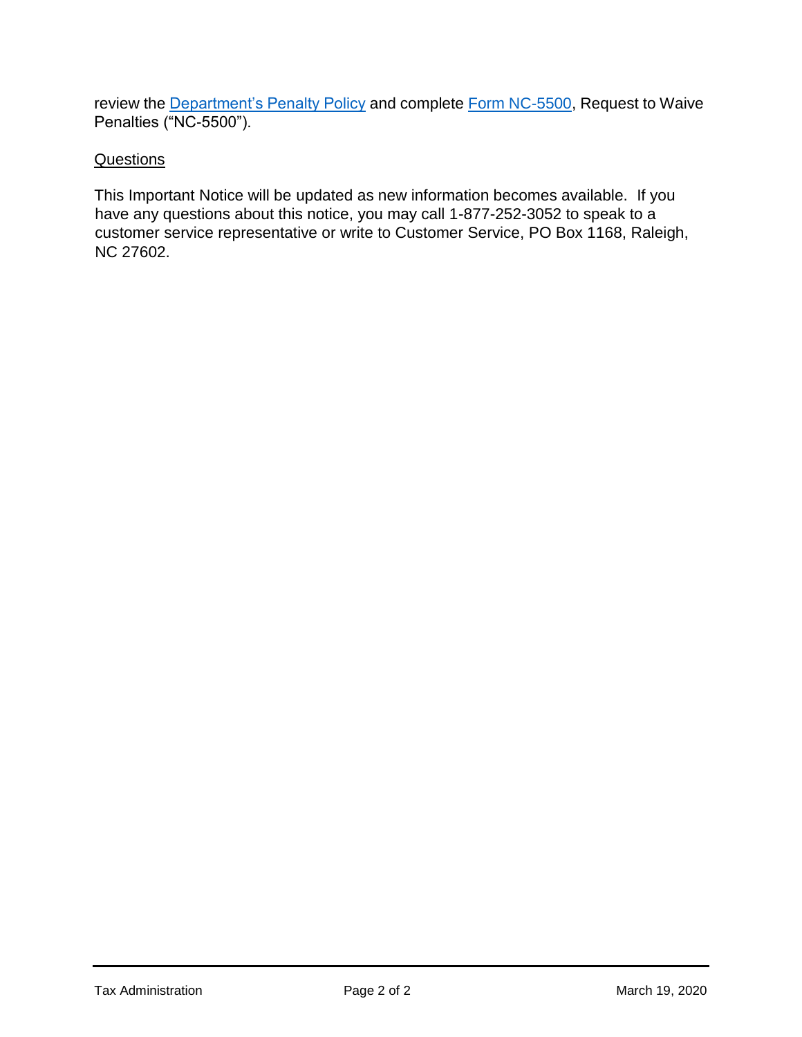review the [Department's Penalty Policy] and complete [Form NC-5500], Request to Waive Penalties ("NC-5500").

<u>Questions</u>

This Important Notice will be updated as new information becomes available. If you have any questions about this notice, you may call 1-877-252-3052 to speak to a customer service representative or write to Customer Service, PO Box 1168, Raleigh, NC 27602.